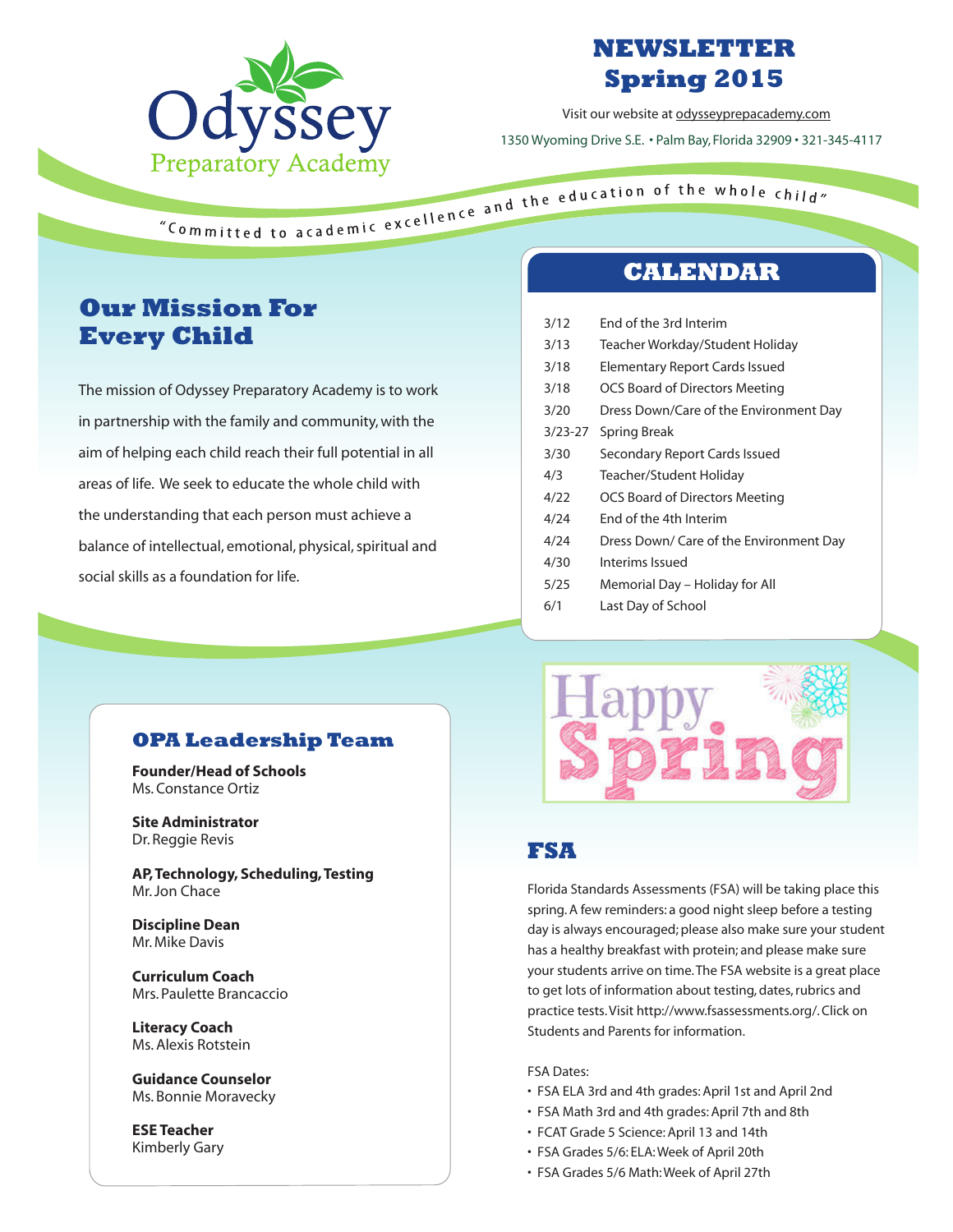# Odyssey Preparatory Academy

# NEWSLETTER Spring 2015

Visit our website at odysseyprepacademy.com

1350 Wyoming Drive S.E. • Palm Bay, Florida 32909 • 321-345-4117

*"Committed to academic excellence and the education of the whole child"*

## Our Mission For Every Child

The mission of Odyssey Preparatory Academy is to work in partnership with the family and community, with the aim of helping each child reach their full potential in all areas of life. We seek to educate the whole child with the understanding that each person must achieve a balance of intellectual, emotional, physical, spiritual and social skills as a foundation for life.

## CALENDAR

| Date | Event |
| --- | --- |
| 3/12 | End of the 3rd Interim |
| 3/13 | Teacher Workday/Student Holiday |
| 3/18 | Elementary Report Cards Issued |
| 3/18 | OCS Board of Directors Meeting |
| 3/20 | Dress Down/Care of the Environment Day |
| 3/23-27 | Spring Break |
| 3/30 | Secondary Report Cards Issued |
| 4/3 | Teacher/Student Holiday |
| 4/22 | OCS Board of Directors Meeting |
| 4/24 | End of the 4th Interim |
| 4/24 | Dress Down/ Care of the Environment Day |
| 4/30 | Interims Issued |
| 5/25 | Memorial Day – Holiday for All |
| 6/1 | Last Day of School |

## OPA Leadership Team

**Founder/Head of Schools**
Ms. Constance Ortiz

**Site Administrator**
Dr. Reggie Revis

**AP, Technology, Scheduling, Testing**
Mr. Jon Chace

**Discipline Dean**
Mr. Mike Davis

**Curriculum Coach**
Mrs. Paulette Brancaccio

**Literacy Coach**
Ms. Alexis Rotstein

**Guidance Counselor**
Ms. Bonnie Moravecky

**ESE Teacher**
Kimberly Gary

Happy Spring

## FSA

Florida Standards Assessments (FSA) will be taking place this spring. A few reminders: a good night sleep before a testing day is always encouraged; please also make sure your student has a healthy breakfast with protein; and please make sure your students arrive on time. The FSA website is a great place to get lots of information about testing, dates, rubrics and practice tests. Visit http://www.fsassessments.org/. Click on Students and Parents for information.

FSA Dates:

- FSA ELA 3rd and 4th grades: April 1st and April 2nd
- FSA Math 3rd and 4th grades: April 7th and 8th
- FCAT Grade 5 Science: April 13 and 14th
- FSA Grades 5/6: ELA: Week of April 20th
- FSA Grades 5/6 Math: Week of April 27th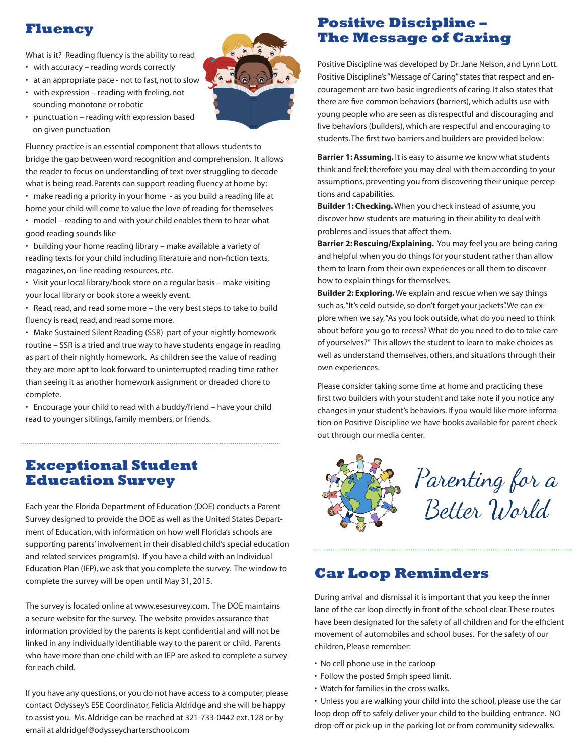## Fluency

What is it? Reading fluency is the ability to read

- with accuracy – reading words correctly
- at an appropriate pace - not to fast, not to slow
- with expression – reading with feeling, not sounding monotone or robotic
- punctuation – reading with expression based on given punctuation

Fluency practice is an essential component that allows students to bridge the gap between word recognition and comprehension. It allows the reader to focus on understanding of text over struggling to decode what is being read. Parents can support reading fluency at home by:

- make reading a priority in your home - as you build a reading life at home your child will come to value the love of reading for themselves
- model – reading to and with your child enables them to hear what good reading sounds like
- building your home reading library – make available a variety of reading texts for your child including literature and non-fiction texts, magazines, on-line reading resources, etc.
- Visit your local library/book store on a regular basis – make visiting your local library or book store a weekly event.
- Read, read, and read some more – the very best steps to take to build fluency is read, read, and read some more.
- Make Sustained Silent Reading (SSR) part of your nightly homework routine – SSR is a tried and true way to have students engage in reading as part of their nightly homework. As children see the value of reading they are more apt to look forward to uninterrupted reading time rather than seeing it as another homework assignment or dreaded chore to complete.
- Encourage your child to read with a buddy/friend – have your child read to younger siblings, family members, or friends.

## Exceptional Student Education Survey

Each year the Florida Department of Education (DOE) conducts a Parent Survey designed to provide the DOE as well as the United States Department of Education, with information on how well Florida's schools are supporting parents' involvement in their disabled child's special education and related services program(s). If you have a child with an Individual Education Plan (IEP), we ask that you complete the survey. The window to complete the survey will be open until May 31, 2015.

The survey is located online at www.esesurvey.com. The DOE maintains a secure website for the survey. The website provides assurance that information provided by the parents is kept confidential and will not be linked in any individually identifiable way to the parent or child. Parents who have more than one child with an IEP are asked to complete a survey for each child.

If you have any questions, or you do not have access to a computer, please contact Odyssey's ESE Coordinator, Felicia Aldridge and she will be happy to assist you. Ms. Aldridge can be reached at 321-733-0442 ext. 128 or by email at aldridgef@odysseycharterschool.com

## Positive Discipline – The Message of Caring

Positive Discipline was developed by Dr. Jane Nelson, and Lynn Lott. Positive Discipline's "Message of Caring" states that respect and encouragement are two basic ingredients of caring. It also states that there are five common behaviors (barriers), which adults use with young people who are seen as disrespectful and discouraging and five behaviors (builders), which are respectful and encouraging to students. The first two barriers and builders are provided below:

**Barrier 1: Assuming.** It is easy to assume we know what students think and feel; therefore you may deal with them according to your assumptions, preventing you from discovering their unique perceptions and capabilities.

**Builder 1: Checking.** When you check instead of assume, you discover how students are maturing in their ability to deal with problems and issues that affect them.

**Barrier 2: Rescuing/Explaining.** You may feel you are being caring and helpful when you do things for your student rather than allow them to learn from their own experiences or all them to discover how to explain things for themselves.

**Builder 2: Exploring.** We explain and rescue when we say things such as, "It's cold outside, so don't forget your jackets". We can explore when we say, "As you look outside, what do you need to think about before you go to recess? What do you need to do to take care of yourselves?" This allows the student to learn to make choices as well as understand themselves, others, and situations through their own experiences.

Please consider taking some time at home and practicing these first two builders with your student and take note if you notice any changes in your student's behaviors. If you would like more information on Positive Discipline we have books available for parent check out through our media center.

*Parenting for a Better World*

## Car Loop Reminders

During arrival and dismissal it is important that you keep the inner lane of the car loop directly in front of the school clear. These routes have been designated for the safety of all children and for the efficient movement of automobiles and school buses. For the safety of our children, Please remember:

- No cell phone use in the carloop
- Follow the posted 5mph speed limit.
- Watch for families in the cross walks.
- Unless you are walking your child into the school, please use the car loop drop off to safely deliver your child to the building entrance. NO drop-off or pick-up in the parking lot or from community sidewalks.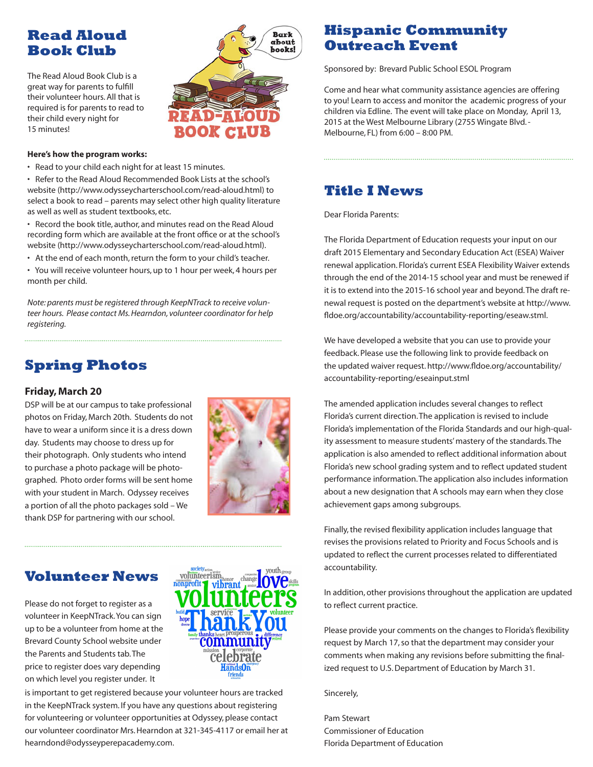## Read Aloud Book Club

The Read Aloud Book Club is a great way for parents to fulfill their volunteer hours. All that is required is for parents to read to their child every night for 15 minutes!

**Here's how the program works:**

- Read to your child each night for at least 15 minutes.
- Refer to the Read Aloud Recommended Book Lists at the school's website (http://www.odysseycharterschool.com/read-aloud.html) to select a book to read – parents may select other high quality literature as well as well as student textbooks, etc.
- Record the book title, author, and minutes read on the Read Aloud recording form which are available at the front office or at the school's website (http://www.odysseycharterschool.com/read-aloud.html).
- At the end of each month, return the form to your child's teacher.
- You will receive volunteer hours, up to 1 hour per week, 4 hours per month per child.

*Note: parents must be registered through KeepNTrack to receive volunteer hours. Please contact Ms. Hearndon, volunteer coordinator for help registering.*

## Spring Photos

### Friday, March 20

DSP will be at our campus to take professional photos on Friday, March 20th. Students do not have to wear a uniform since it is a dress down day. Students may choose to dress up for their photograph. Only students who intend to purchase a photo package will be photographed. Photo order forms will be sent home with your student in March. Odyssey receives a portion of all the photo packages sold – We thank DSP for partnering with our school.

## Volunteer News

Please do not forget to register as a volunteer in KeepNTrack. You can sign up to be a volunteer from home at the Brevard County School website under the Parents and Students tab. The price to register does vary depending on which level you register under. It is important to get registered because your volunteer hours are tracked in the KeepNTrack system. If you have any questions about registering for volunteering or volunteer opportunities at Odyssey, please contact our volunteer coordinator Mrs. Hearndon at 321-345-4117 or email her at hearndond@odysseyperepacademy.com.

## Hispanic Community Outreach Event

Sponsored by: Brevard Public School ESOL Program

Come and hear what community assistance agencies are offering to you! Learn to access and monitor the academic progress of your children via Edline. The event will take place on Monday, April 13, 2015 at the West Melbourne Library (2755 Wingate Blvd. - Melbourne, FL) from 6:00 – 8:00 PM.

## Title I News

Dear Florida Parents:

The Florida Department of Education requests your input on our draft 2015 Elementary and Secondary Education Act (ESEA) Waiver renewal application. Florida's current ESEA Flexibility Waiver extends through the end of the 2014-15 school year and must be renewed if it is to extend into the 2015-16 school year and beyond. The draft renewal request is posted on the department's website at http://www.fldoe.org/accountability/accountability-reporting/eseaw.stml.

We have developed a website that you can use to provide your feedback. Please use the following link to provide feedback on the updated waiver request. http://www.fldoe.org/accountability/accountability-reporting/eseainput.stml

The amended application includes several changes to reflect Florida's current direction. The application is revised to include Florida's implementation of the Florida Standards and our high-quality assessment to measure students' mastery of the standards. The application is also amended to reflect additional information about Florida's new school grading system and to reflect updated student performance information. The application also includes information about a new designation that A schools may earn when they close achievement gaps among subgroups.

Finally, the revised flexibility application includes language that revises the provisions related to Priority and Focus Schools and is updated to reflect the current processes related to differentiated accountability.

In addition, other provisions throughout the application are updated to reflect current practice.

Please provide your comments on the changes to Florida's flexibility request by March 17, so that the department may consider your comments when making any revisions before submitting the finalized request to U.S. Department of Education by March 31.

Sincerely,

Pam Stewart
Commissioner of Education
Florida Department of Education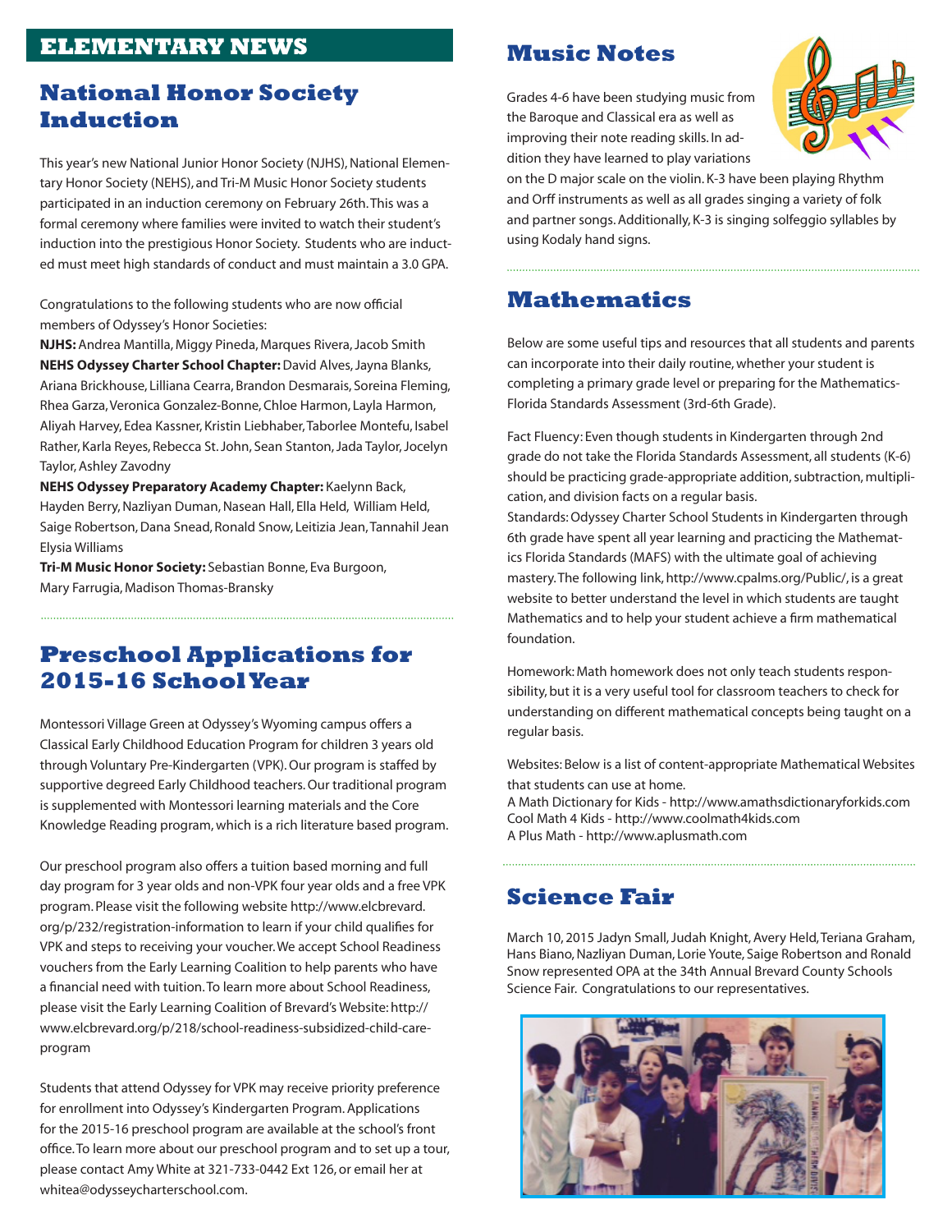## ELEMENTARY NEWS

### National Honor Society Induction

This year's new National Junior Honor Society (NJHS), National Elementary Honor Society (NEHS), and Tri-M Music Honor Society students participated in an induction ceremony on February 26th. This was a formal ceremony where families were invited to watch their student's induction into the prestigious Honor Society. Students who are inducted must meet high standards of conduct and must maintain a 3.0 GPA.

Congratulations to the following students who are now official members of Odyssey's Honor Societies:

**NJHS:** Andrea Mantilla, Miggy Pineda, Marques Rivera, Jacob Smith

**NEHS Odyssey Charter School Chapter:** David Alves, Jayna Blanks, Ariana Brickhouse, Lilliana Cearra, Brandon Desmarais, Soreina Fleming, Rhea Garza, Veronica Gonzalez-Bonne, Chloe Harmon, Layla Harmon, Aliyah Harvey, Edea Kassner, Kristin Liebhaber, Taborlee Montefu, Isabel Rather, Karla Reyes, Rebecca St. John, Sean Stanton, Jada Taylor, Jocelyn Taylor, Ashley Zavodny

**NEHS Odyssey Preparatory Academy Chapter:** Kaelynn Back, Hayden Berry, Nazliyan Duman, Nasean Hall, Ella Held, William Held, Saige Robertson, Dana Snead, Ronald Snow, Leitizia Jean, Tannahil Jean Elysia Williams

**Tri-M Music Honor Society:** Sebastian Bonne, Eva Burgoon, Mary Farrugia, Madison Thomas-Bransky

### Preschool Applications for 2015-16 School Year

Montessori Village Green at Odyssey's Wyoming campus offers a Classical Early Childhood Education Program for children 3 years old through Voluntary Pre-Kindergarten (VPK). Our program is staffed by supportive degreed Early Childhood teachers. Our traditional program is supplemented with Montessori learning materials and the Core Knowledge Reading program, which is a rich literature based program.

Our preschool program also offers a tuition based morning and full day program for 3 year olds and non-VPK four year olds and a free VPK program. Please visit the following website http://www.elcbrevard.org/p/232/registration-information to learn if your child qualifies for VPK and steps to receiving your voucher. We accept School Readiness vouchers from the Early Learning Coalition to help parents who have a financial need with tuition. To learn more about School Readiness, please visit the Early Learning Coalition of Brevard's Website: http://www.elcbrevard.org/p/218/school-readiness-subsidized-child-care-program

Students that attend Odyssey for VPK may receive priority preference for enrollment into Odyssey's Kindergarten Program. Applications for the 2015-16 preschool program are available at the school's front office. To learn more about our preschool program and to set up a tour, please contact Amy White at 321-733-0442 Ext 126, or email her at whitea@odysseycharterschool.com.

### Music Notes

Grades 4-6 have been studying music from the Baroque and Classical era as well as improving their note reading skills. In addition they have learned to play variations on the D major scale on the violin. K-3 have been playing Rhythm and Orff instruments as well as all grades singing a variety of folk and partner songs. Additionally, K-3 is singing solfeggio syllables by using Kodaly hand signs.

### Mathematics

Below are some useful tips and resources that all students and parents can incorporate into their daily routine, whether your student is completing a primary grade level or preparing for the Mathematics-Florida Standards Assessment (3rd-6th Grade).

Fact Fluency: Even though students in Kindergarten through 2nd grade do not take the Florida Standards Assessment, all students (K-6) should be practicing grade-appropriate addition, subtraction, multiplication, and division facts on a regular basis.

Standards: Odyssey Charter School Students in Kindergarten through 6th grade have spent all year learning and practicing the Mathematics Florida Standards (MAFS) with the ultimate goal of achieving mastery. The following link, http://www.cpalms.org/Public/, is a great website to better understand the level in which students are taught Mathematics and to help your student achieve a firm mathematical foundation.

Homework: Math homework does not only teach students responsibility, but it is a very useful tool for classroom teachers to check for understanding on different mathematical concepts being taught on a regular basis.

Websites: Below is a list of content-appropriate Mathematical Websites that students can use at home.

A Math Dictionary for Kids - http://www.amathsdictionaryforkids.com
Cool Math 4 Kids - http://www.coolmath4kids.com
A Plus Math - http://www.aplusmath.com

### Science Fair

March 10, 2015 Jadyn Small, Judah Knight, Avery Held, Teriana Graham, Hans Biano, Nazliyan Duman, Lorie Youte, Saige Robertson and Ronald Snow represented OPA at the 34th Annual Brevard County Schools Science Fair. Congratulations to our representatives.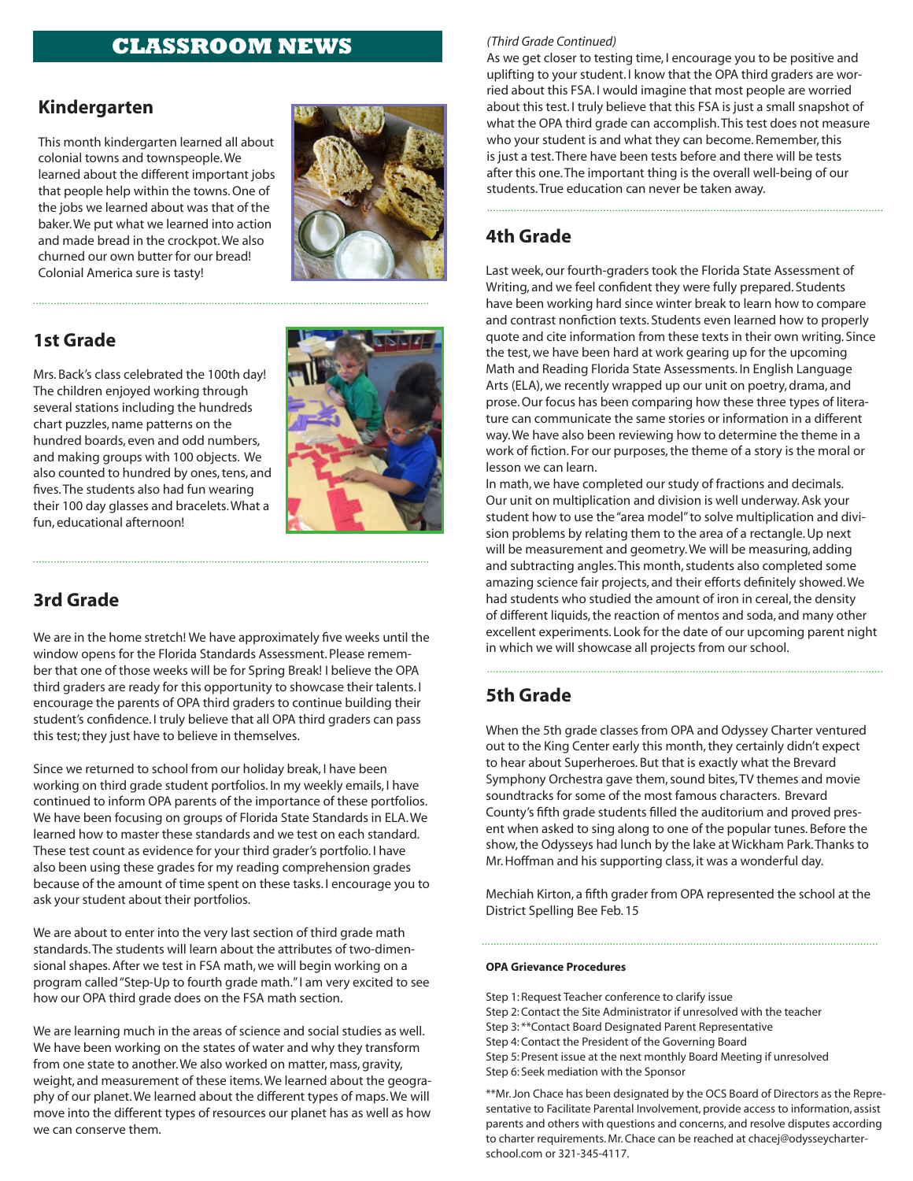# CLASSROOM NEWS

## Kindergarten

This month kindergarten learned all about colonial towns and townspeople. We learned about the different important jobs that people help within the towns. One of the jobs we learned about was that of the baker. We put what we learned into action and made bread in the crockpot. We also churned our own butter for our bread! Colonial America sure is tasty!

## 1st Grade

Mrs. Back's class celebrated the 100th day! The children enjoyed working through several stations including the hundreds chart puzzles, name patterns on the hundred boards, even and odd numbers, and making groups with 100 objects. We also counted to hundred by ones, tens, and fives. The students also had fun wearing their 100 day glasses and bracelets. What a fun, educational afternoon!

## 3rd Grade

We are in the home stretch! We have approximately five weeks until the window opens for the Florida Standards Assessment. Please remember that one of those weeks will be for Spring Break! I believe the OPA third graders are ready for this opportunity to showcase their talents. I encourage the parents of OPA third graders to continue building their student's confidence. I truly believe that all OPA third graders can pass this test; they just have to believe in themselves.

Since we returned to school from our holiday break, I have been working on third grade student portfolios. In my weekly emails, I have continued to inform OPA parents of the importance of these portfolios. We have been focusing on groups of Florida State Standards in ELA. We learned how to master these standards and we test on each standard. These test count as evidence for your third grader's portfolio. I have also been using these grades for my reading comprehension grades because of the amount of time spent on these tasks. I encourage you to ask your student about their portfolios.

We are about to enter into the very last section of third grade math standards. The students will learn about the attributes of two-dimensional shapes. After we test in FSA math, we will begin working on a program called "Step-Up to fourth grade math." I am very excited to see how our OPA third grade does on the FSA math section.

We are learning much in the areas of science and social studies as well. We have been working on the states of water and why they transform from one state to another. We also worked on matter, mass, gravity, weight, and measurement of these items. We learned about the geography of our planet. We learned about the different types of maps. We will move into the different types of resources our planet has as well as how we can conserve them.

*(Third Grade Continued)*

As we get closer to testing time, I encourage you to be positive and uplifting to your student. I know that the OPA third graders are worried about this FSA. I would imagine that most people are worried about this test. I truly believe that this FSA is just a small snapshot of what the OPA third grade can accomplish. This test does not measure who your student is and what they can become. Remember, this is just a test. There have been tests before and there will be tests after this one. The important thing is the overall well-being of our students. True education can never be taken away.

## 4th Grade

Last week, our fourth-graders took the Florida State Assessment of Writing, and we feel confident they were fully prepared. Students have been working hard since winter break to learn how to compare and contrast nonfiction texts. Students even learned how to properly quote and cite information from these texts in their own writing. Since the test, we have been hard at work gearing up for the upcoming Math and Reading Florida State Assessments. In English Language Arts (ELA), we recently wrapped up our unit on poetry, drama, and prose. Our focus has been comparing how these three types of literature can communicate the same stories or information in a different way. We have also been reviewing how to determine the theme in a work of fiction. For our purposes, the theme of a story is the moral or lesson we can learn.

In math, we have completed our study of fractions and decimals. Our unit on multiplication and division is well underway. Ask your student how to use the "area model" to solve multiplication and division problems by relating them to the area of a rectangle. Up next will be measurement and geometry. We will be measuring, adding and subtracting angles. This month, students also completed some amazing science fair projects, and their efforts definitely showed. We had students who studied the amount of iron in cereal, the density of different liquids, the reaction of mentos and soda, and many other excellent experiments. Look for the date of our upcoming parent night in which we will showcase all projects from our school.

## 5th Grade

When the 5th grade classes from OPA and Odyssey Charter ventured out to the King Center early this month, they certainly didn't expect to hear about Superheroes. But that is exactly what the Brevard Symphony Orchestra gave them, sound bites, TV themes and movie soundtracks for some of the most famous characters. Brevard County's fifth grade students filled the auditorium and proved present when asked to sing along to one of the popular tunes. Before the show, the Odysseys had lunch by the lake at Wickham Park. Thanks to Mr. Hoffman and his supporting class, it was a wonderful day.

Mechiah Kirton, a fifth grader from OPA represented the school at the District Spelling Bee Feb. 15

**OPA Grievance Procedures**

Step 1: Request Teacher conference to clarify issue
Step 2: Contact the Site Administrator if unresolved with the teacher
Step 3: **Contact Board Designated Parent Representative
Step 4: Contact the President of the Governing Board
Step 5: Present issue at the next monthly Board Meeting if unresolved
Step 6: Seek mediation with the Sponsor

**Mr. Jon Chace has been designated by the OCS Board of Directors as the Representative to Facilitate Parental Involvement, provide access to information, assist parents and others with questions and concerns, and resolve disputes according to charter requirements. Mr. Chace can be reached at chacej@odysseycharterschool.com or 321-345-4117.